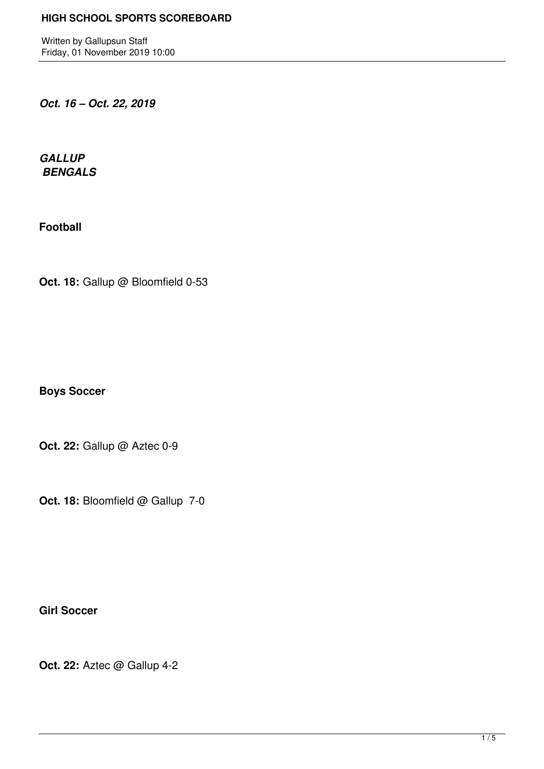# HIGH SCHOOL SPORTS SCOREBOARD

Written by Gallupsun Staff
Friday, 01 November 2019 10:00

***Oct. 16 – Oct. 22, 2019***

***GALLUP BENGALS***

**Football**

**Oct. 18:** Gallup @ Bloomfield 0-53

**Boys Soccer**

**Oct. 22:** Gallup @ Aztec 0-9

**Oct. 18:** Bloomfield @ Gallup 7-0

**Girl Soccer**

**Oct. 22:** Aztec @ Gallup 4-2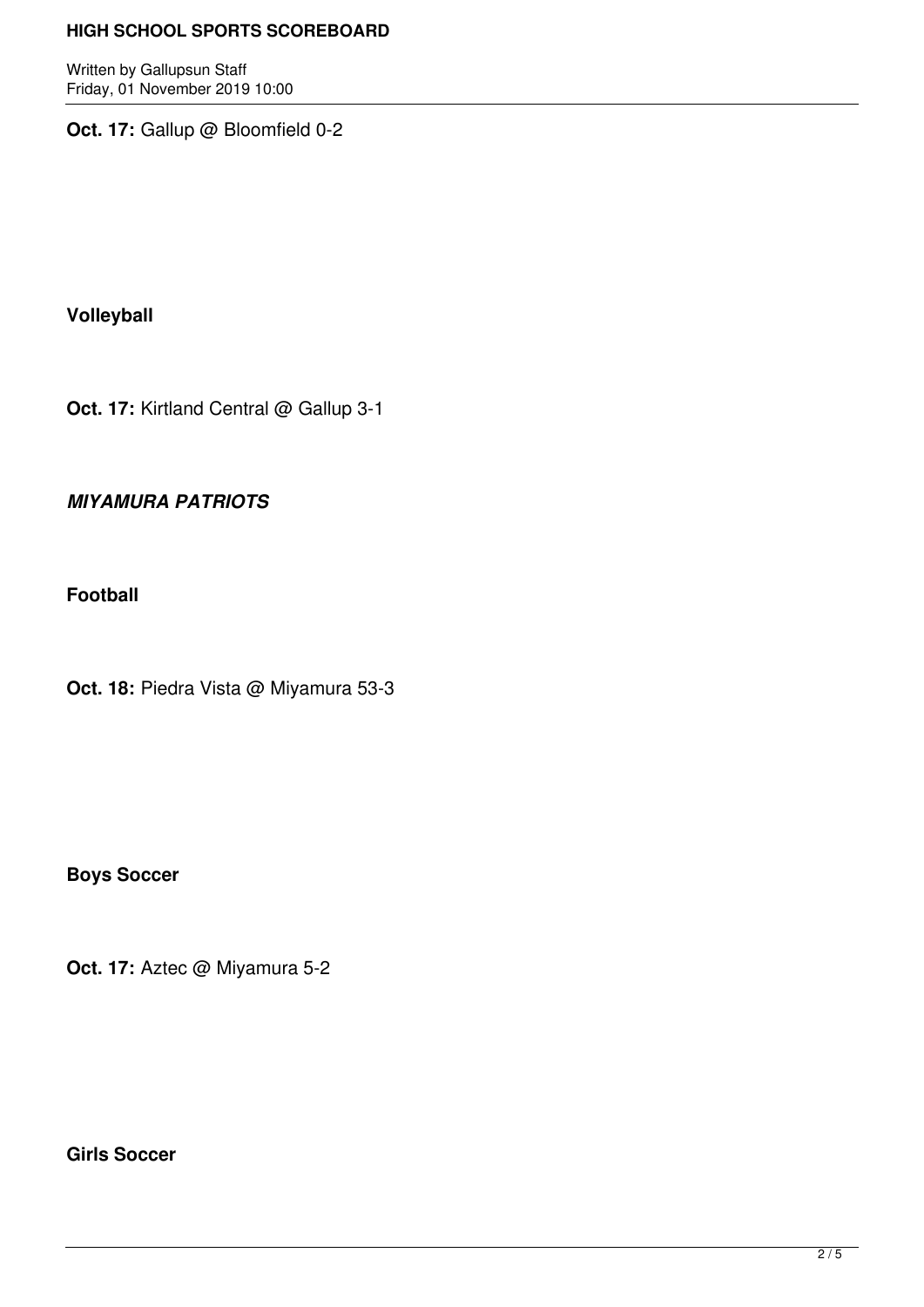**Oct. 17:** Gallup @ Bloomfield 0-2

**Volleyball**

**Oct. 17:** Kirtland Central @ Gallup 3-1

***MIYAMURA PATRIOTS***

**Football**

**Oct. 18:** Piedra Vista @ Miyamura 53-3

**Boys Soccer**

**Oct. 17:** Aztec @ Miyamura 5-2

**Girls Soccer**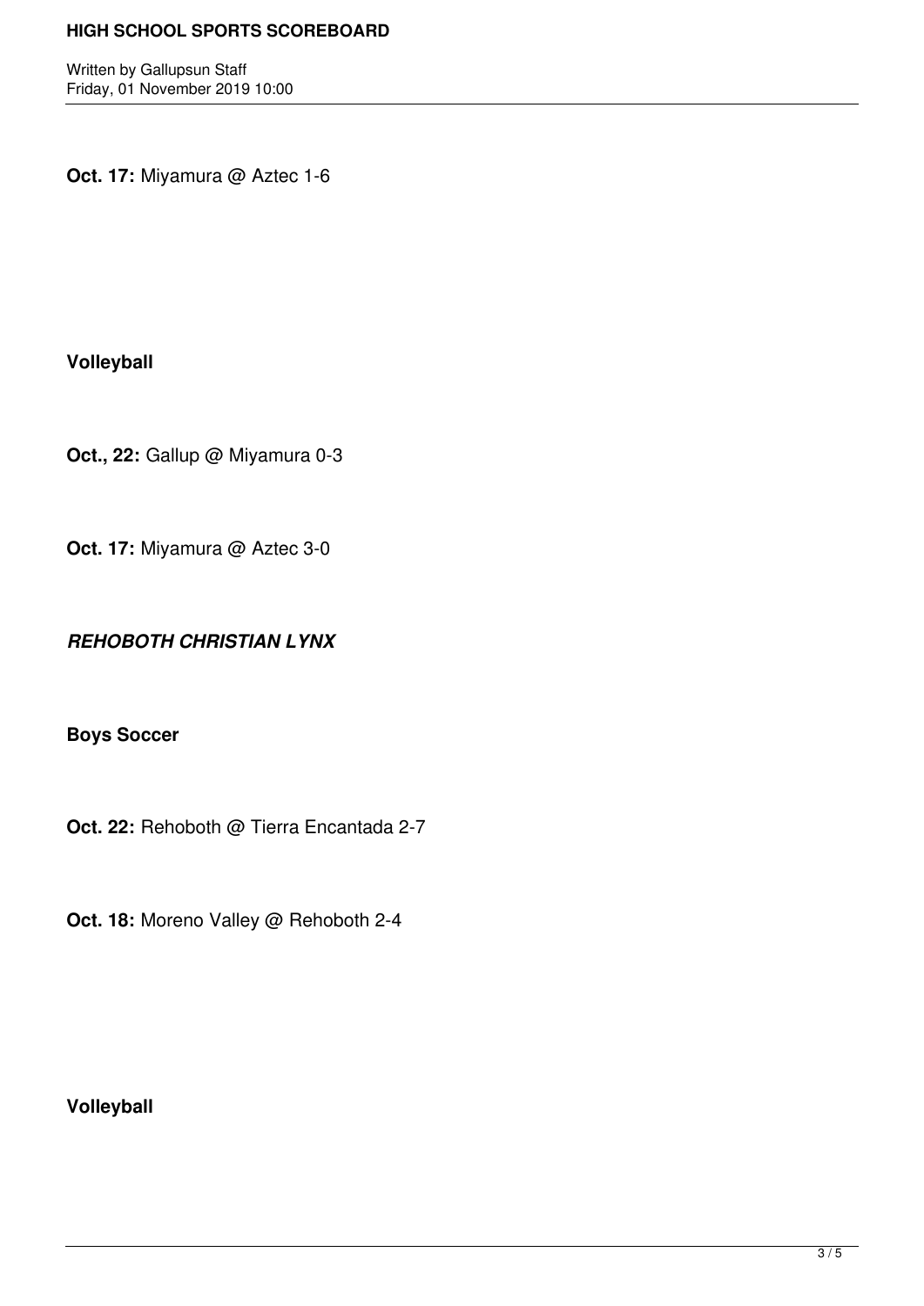**Oct. 17:** Miyamura @ Aztec 1-6

**Volleyball**

**Oct., 22:** Gallup @ Miyamura 0-3

**Oct. 17:** Miyamura @ Aztec 3-0

***REHOBOTH CHRISTIAN LYNX***

**Boys Soccer**

**Oct. 22:** Rehoboth @ Tierra Encantada 2-7

**Oct. 18:** Moreno Valley @ Rehoboth 2-4

**Volleyball**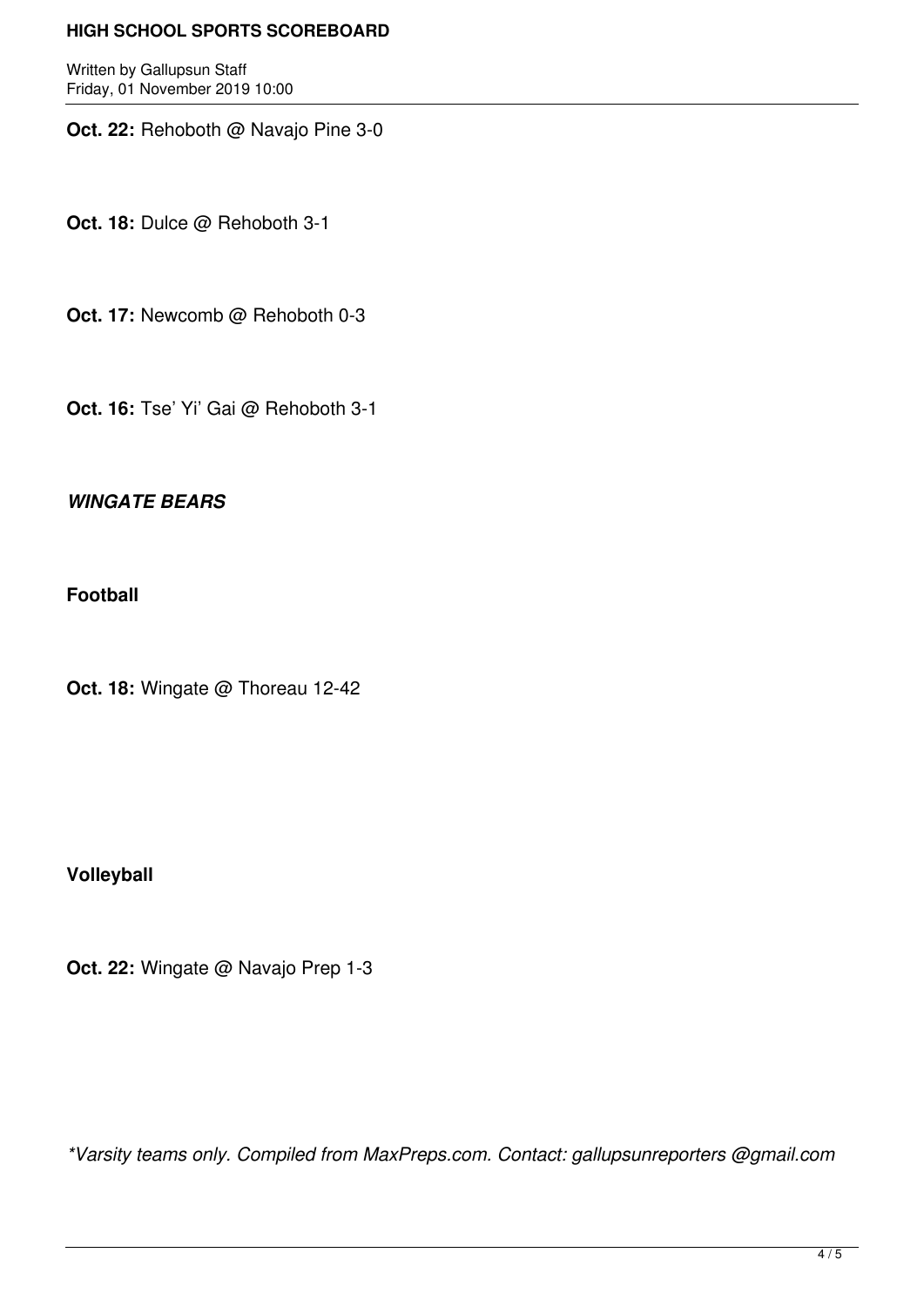**Oct. 22:** Rehoboth @ Navajo Pine 3-0

**Oct. 18:** Dulce @ Rehoboth 3-1

**Oct. 17:** Newcomb @ Rehoboth 0-3

**Oct. 16:** Tse' Yi' Gai @ Rehoboth 3-1

***WINGATE BEARS***

**Football**

**Oct. 18:** Wingate @ Thoreau 12-42

**Volleyball**

**Oct. 22:** Wingate @ Navajo Prep 1-3

*\*Varsity teams only. Compiled from MaxPreps.com. Contact: gallupsunreporters @gmail.com*